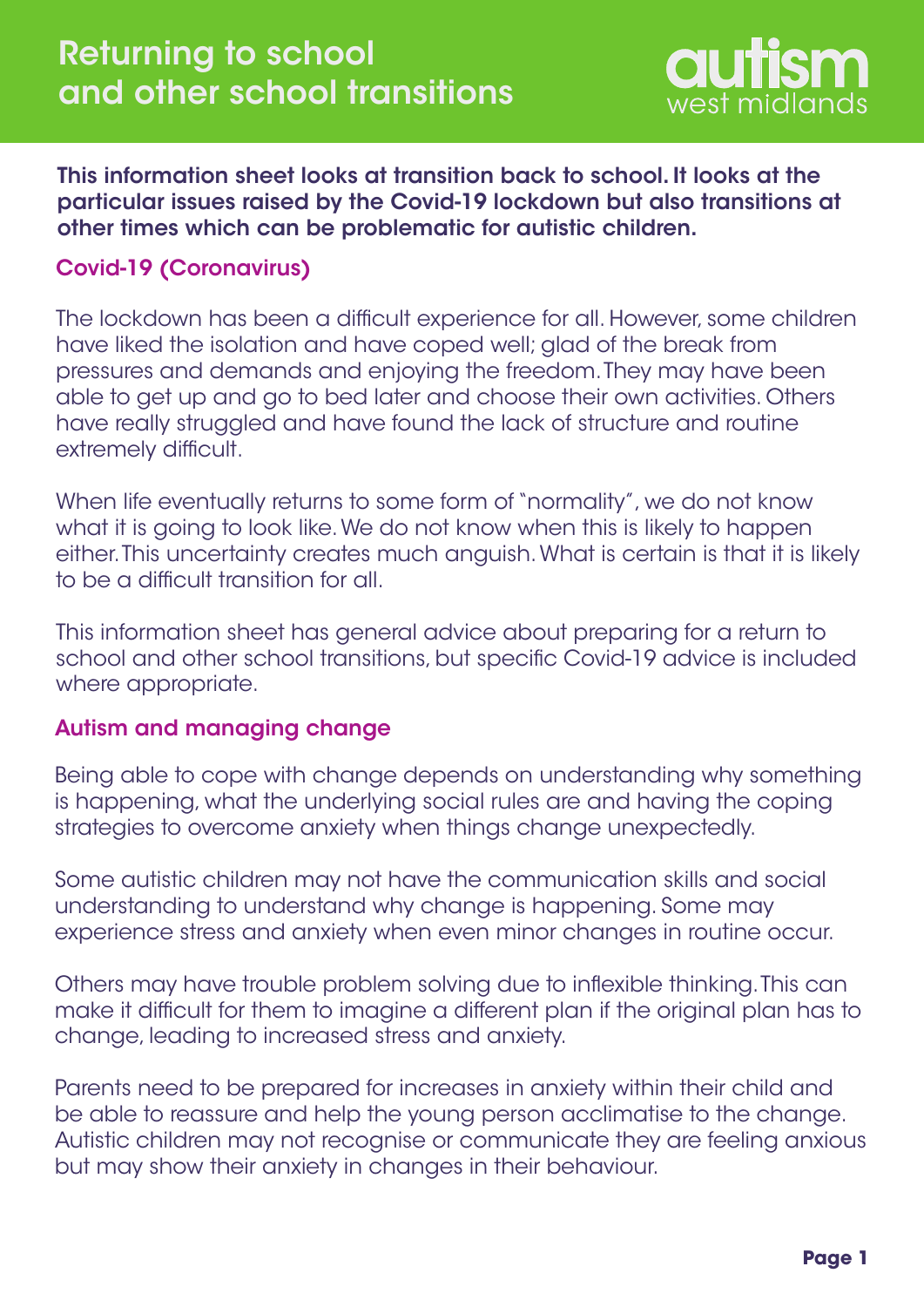# Returning to school and other school transitions

autism west midlands

**This information sheet looks at transition back to school. It looks at the particular issues raised by the Covid-19 lockdown but also transitions at other times which can be problematic for autistic children.**

## Covid-19 (Coronavirus)

The lockdown has been a difficult experience for all. However, some children have liked the isolation and have coped well; glad of the break from pressures and demands and enjoying the freedom. They may have been able to get up and go to bed later and choose their own activities. Others have really struggled and have found the lack of structure and routine extremely difficult.

When life eventually returns to some form of "normality", we do not know what it is going to look like. We do not know when this is likely to happen either. This uncertainty creates much anguish. What is certain is that it is likely to be a difficult transition for all.

This information sheet has general advice about preparing for a return to school and other school transitions, but specific Covid-19 advice is included where appropriate.

## Autism and managing change

Being able to cope with change depends on understanding why something is happening, what the underlying social rules are and having the coping strategies to overcome anxiety when things change unexpectedly.

Some autistic children may not have the communication skills and social understanding to understand why change is happening. Some may experience stress and anxiety when even minor changes in routine occur.

Others may have trouble problem solving due to inflexible thinking. This can make it difficult for them to imagine a different plan if the original plan has to change, leading to increased stress and anxiety.

Parents need to be prepared for increases in anxiety within their child and be able to reassure and help the young person acclimatise to the change. Autistic children may not recognise or communicate they are feeling anxious but may show their anxiety in changes in their behaviour.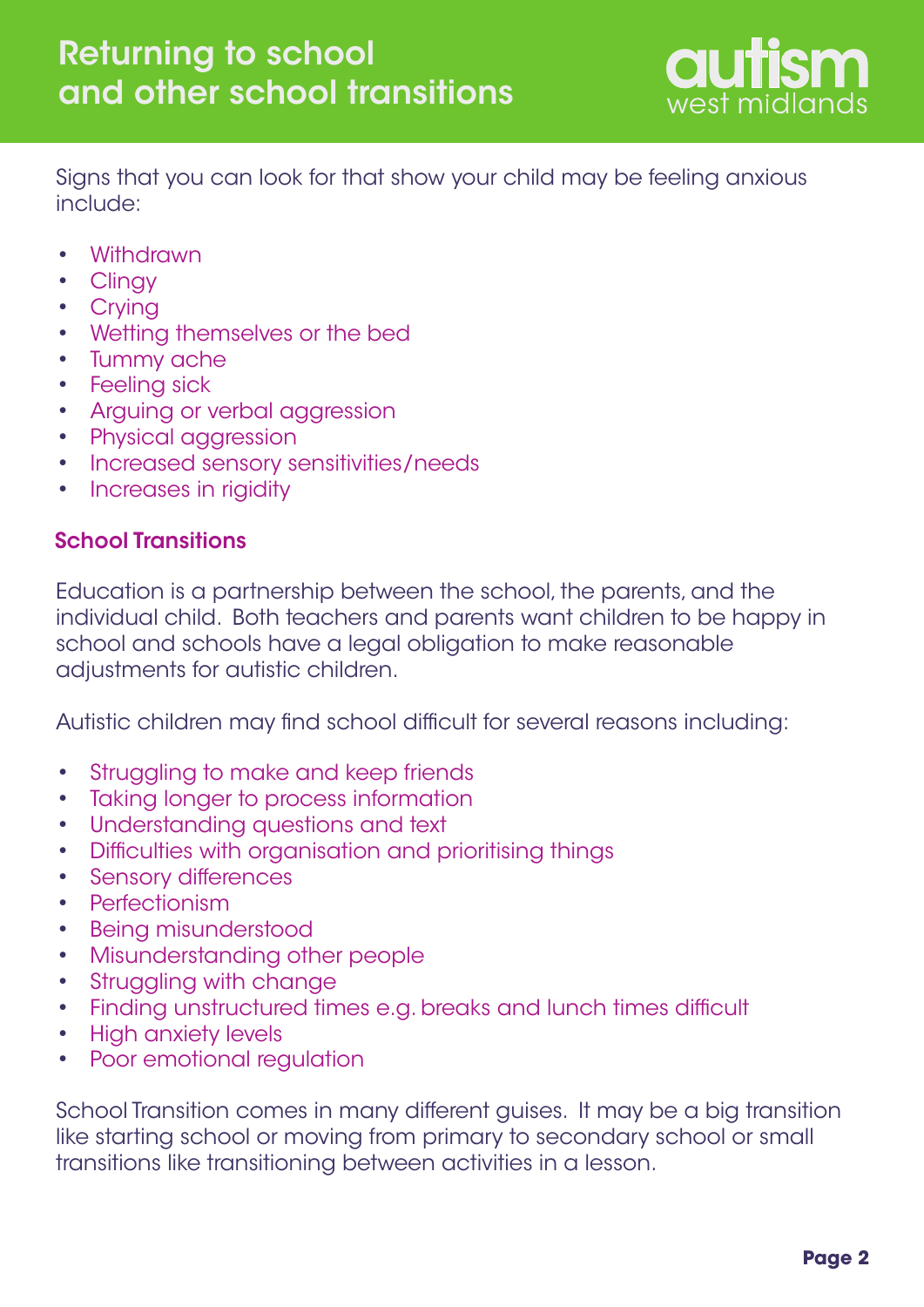Signs that you can look for that show your child may be feeling anxious include:

- Withdrawn
- Clingy
- Crying
- Wetting themselves or the bed
- Tummy ache
- Feeling sick
- Arguing or verbal aggression
- Physical aggression
- Increased sensory sensitivities/needs
- Increases in rigidity

## School Transitions

Education is a partnership between the school, the parents, and the individual child. Both teachers and parents want children to be happy in school and schools have a legal obligation to make reasonable adjustments for autistic children.

Autistic children may find school difficult for several reasons including:

- Struggling to make and keep friends
- Taking longer to process information
- Understanding questions and text
- Difficulties with organisation and prioritising things
- Sensory differences
- Perfectionism
- Being misunderstood
- Misunderstanding other people
- Struggling with change
- Finding unstructured times e.g. breaks and lunch times difficult
- High anxiety levels
- Poor emotional regulation

School Transition comes in many different guises. It may be a big transition like starting school or moving from primary to secondary school or small transitions like transitioning between activities in a lesson.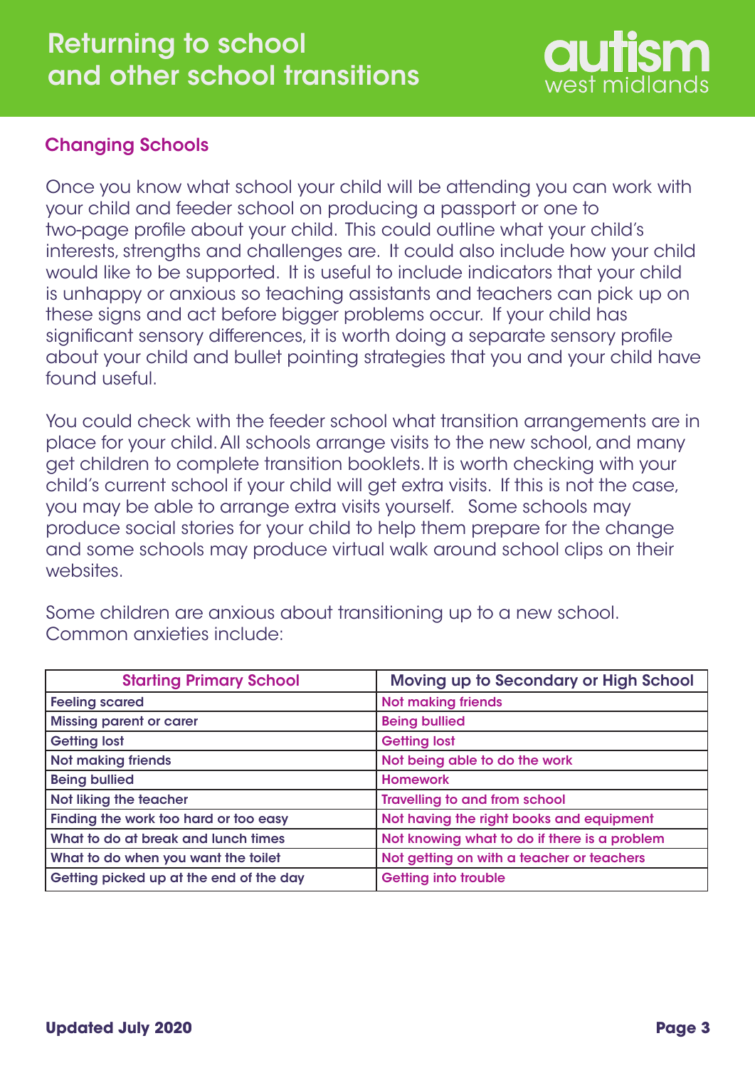## Changing Schools

Once you know what school your child will be attending you can work with your child and feeder school on producing a passport or one to two-page profile about your child. This could outline what your child's interests, strengths and challenges are. It could also include how your child would like to be supported. It is useful to include indicators that your child is unhappy or anxious so teaching assistants and teachers can pick up on these signs and act before bigger problems occur. If your child has significant sensory differences, it is worth doing a separate sensory profile about your child and bullet pointing strategies that you and your child have found useful.

You could check with the feeder school what transition arrangements are in place for your child. All schools arrange visits to the new school, and many get children to complete transition booklets. It is worth checking with your child's current school if your child will get extra visits. If this is not the case, you may be able to arrange extra visits yourself. Some schools may produce social stories for your child to help them prepare for the change and some schools may produce virtual walk around school clips on their websites.

Some children are anxious about transitioning up to a new school. Common anxieties include:

| Starting Primary School | Moving up to Secondary or High School |
|---|---|
| Feeling scared | Not making friends |
| Missing parent or carer | Being bullied |
| Getting lost | Getting lost |
| Not making friends | Not being able to do the work |
| Being bullied | Homework |
| Not liking the teacher | Travelling to and from school |
| Finding the work too hard or too easy | Not having the right books and equipment |
| What to do at break and lunch times | Not knowing what to do if there is a problem |
| What to do when you want the toilet | Not getting on with a teacher or teachers |
| Getting picked up at the end of the day | Getting into trouble |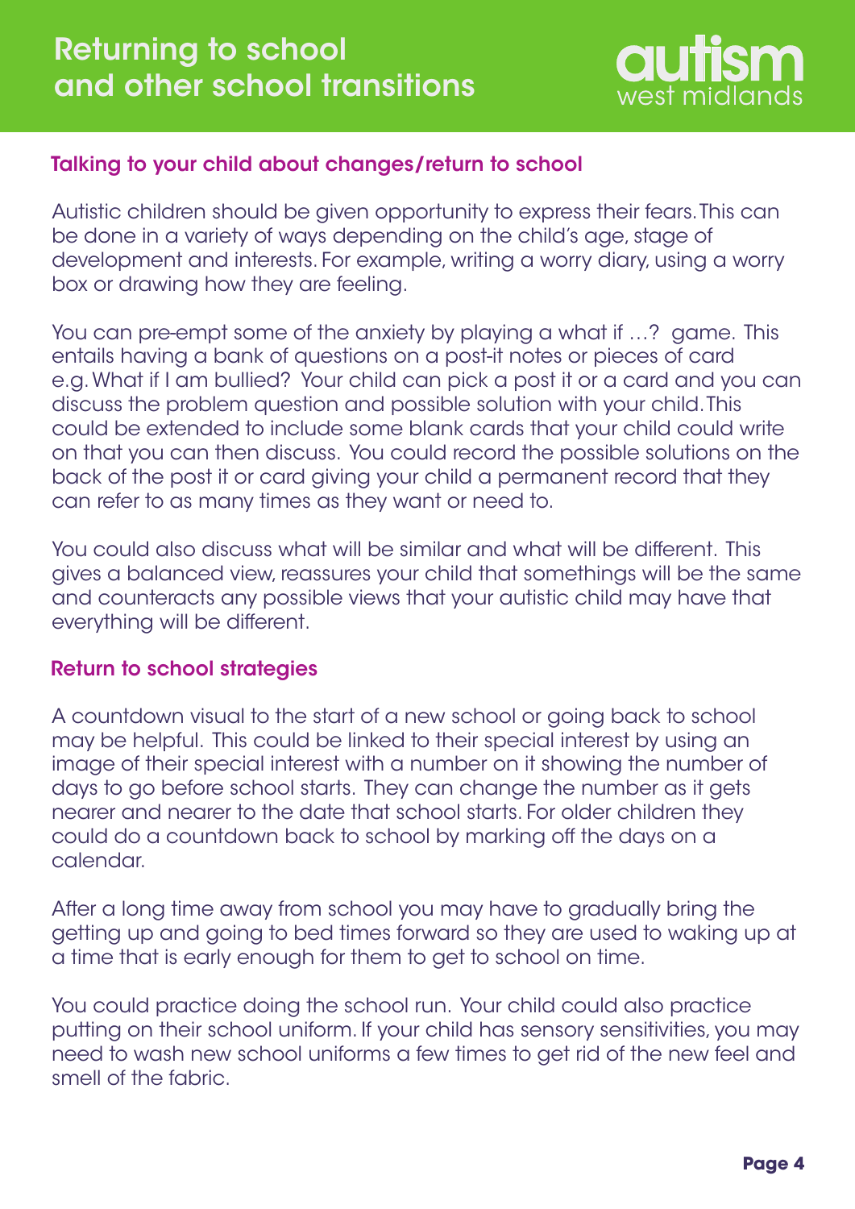# Returning to school and other school transitions

## Talking to your child about changes/return to school

Autistic children should be given opportunity to express their fears. This can be done in a variety of ways depending on the child's age, stage of development and interests. For example, writing a worry diary, using a worry box or drawing how they are feeling.

You can pre-empt some of the anxiety by playing a what if …? game. This entails having a bank of questions on a post-it notes or pieces of card e.g. What if I am bullied? Your child can pick a post it or a card and you can discuss the problem question and possible solution with your child. This could be extended to include some blank cards that your child could write on that you can then discuss. You could record the possible solutions on the back of the post it or card giving your child a permanent record that they can refer to as many times as they want or need to.

You could also discuss what will be similar and what will be different. This gives a balanced view, reassures your child that somethings will be the same and counteracts any possible views that your autistic child may have that everything will be different.

## Return to school strategies

A countdown visual to the start of a new school or going back to school may be helpful. This could be linked to their special interest by using an image of their special interest with a number on it showing the number of days to go before school starts. They can change the number as it gets nearer and nearer to the date that school starts. For older children they could do a countdown back to school by marking off the days on a calendar.

After a long time away from school you may have to gradually bring the getting up and going to bed times forward so they are used to waking up at a time that is early enough for them to get to school on time.

You could practice doing the school run. Your child could also practice putting on their school uniform. If your child has sensory sensitivities, you may need to wash new school uniforms a few times to get rid of the new feel and smell of the fabric.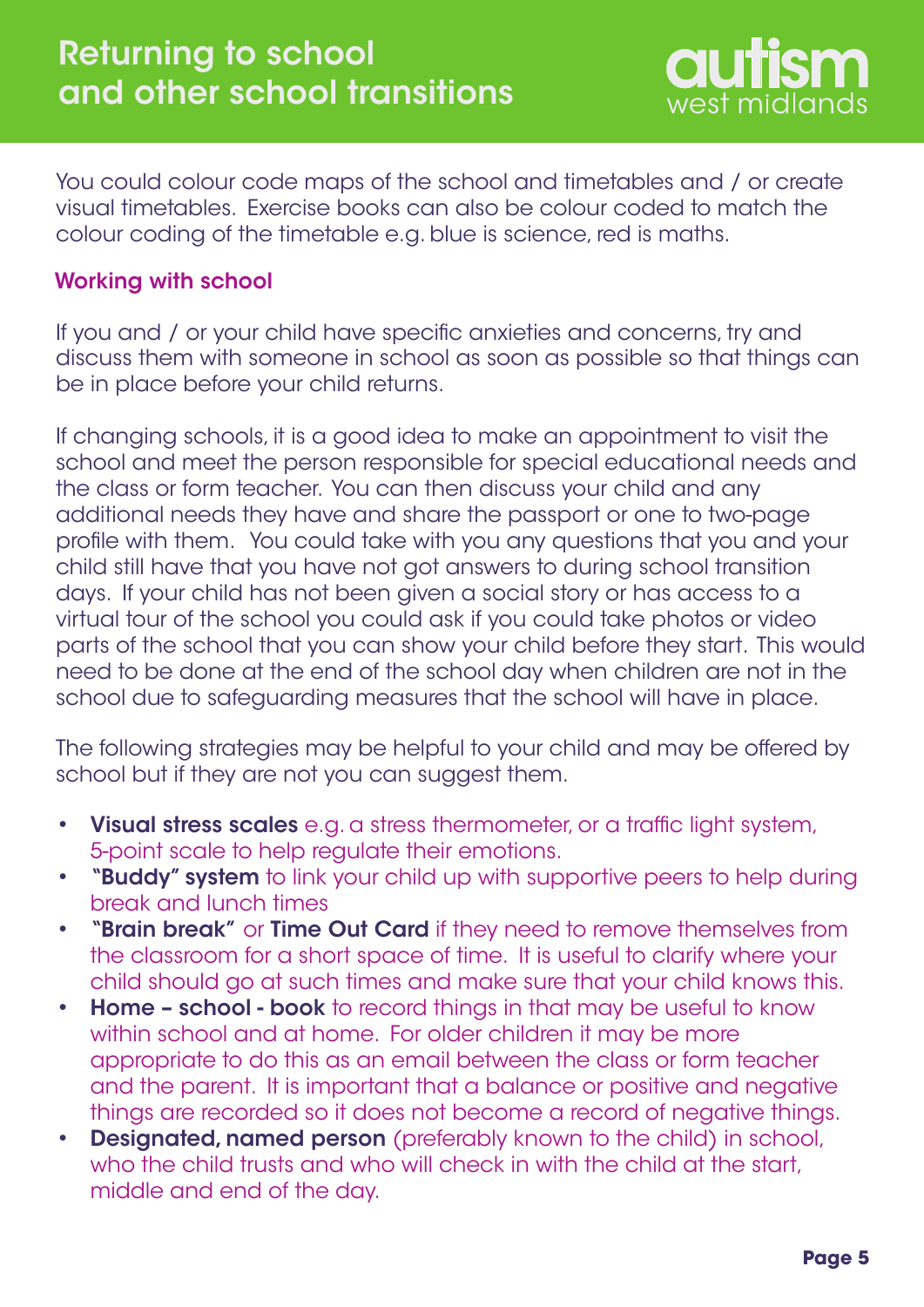You could colour code maps of the school and timetables and / or create visual timetables. Exercise books can also be colour coded to match the colour coding of the timetable e.g. blue is science, red is maths.

### Working with school

If you and / or your child have specific anxieties and concerns, try and discuss them with someone in school as soon as possible so that things can be in place before your child returns.

If changing schools, it is a good idea to make an appointment to visit the school and meet the person responsible for special educational needs and the class or form teacher. You can then discuss your child and any additional needs they have and share the passport or one to two-page profile with them. You could take with you any questions that you and your child still have that you have not got answers to during school transition days. If your child has not been given a social story or has access to a virtual tour of the school you could ask if you could take photos or video parts of the school that you can show your child before they start. This would need to be done at the end of the school day when children are not in the school due to safeguarding measures that the school will have in place.

The following strategies may be helpful to your child and may be offered by school but if they are not you can suggest them.

- **Visual stress scales** e.g. a stress thermometer, or a traffic light system, 5-point scale to help regulate their emotions.
- **"Buddy" system** to link your child up with supportive peers to help during break and lunch times
- **"Brain break"** or **Time Out Card** if they need to remove themselves from the classroom for a short space of time. It is useful to clarify where your child should go at such times and make sure that your child knows this.
- **Home – school - book** to record things in that may be useful to know within school and at home. For older children it may be more appropriate to do this as an email between the class or form teacher and the parent. It is important that a balance or positive and negative things are recorded so it does not become a record of negative things.
- **Designated, named person** (preferably known to the child) in school, who the child trusts and who will check in with the child at the start, middle and end of the day.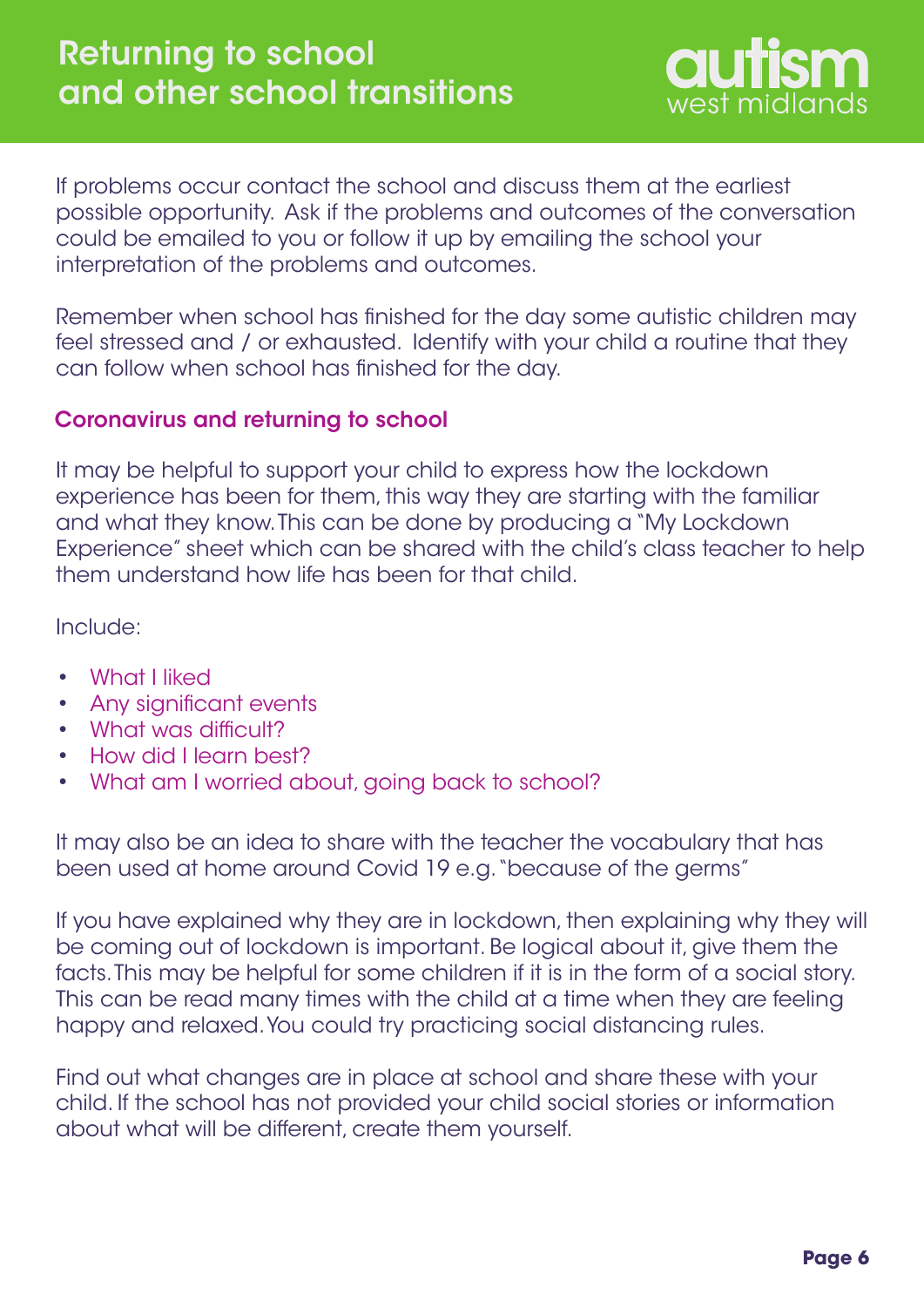If problems occur contact the school and discuss them at the earliest possible opportunity. Ask if the problems and outcomes of the conversation could be emailed to you or follow it up by emailing the school your interpretation of the problems and outcomes.

Remember when school has finished for the day some autistic children may feel stressed and / or exhausted. Identify with your child a routine that they can follow when school has finished for the day.

### Coronavirus and returning to school

It may be helpful to support your child to express how the lockdown experience has been for them, this way they are starting with the familiar and what they know. This can be done by producing a "My Lockdown Experience" sheet which can be shared with the child's class teacher to help them understand how life has been for that child.

Include:

- What I liked
- Any significant events
- What was difficult?
- How did I learn best?
- What am I worried about, going back to school?

It may also be an idea to share with the teacher the vocabulary that has been used at home around Covid 19 e.g. "because of the germs"

If you have explained why they are in lockdown, then explaining why they will be coming out of lockdown is important. Be logical about it, give them the facts. This may be helpful for some children if it is in the form of a social story. This can be read many times with the child at a time when they are feeling happy and relaxed. You could try practicing social distancing rules.

Find out what changes are in place at school and share these with your child. If the school has not provided your child social stories or information about what will be different, create them yourself.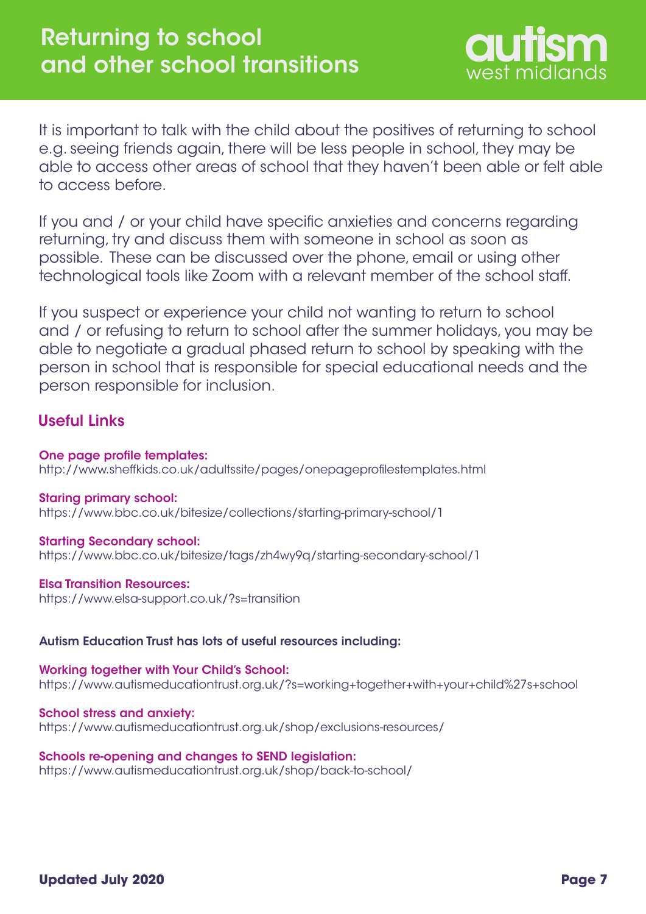# Returning to school and other school transitions

It is important to talk with the child about the positives of returning to school e.g. seeing friends again, there will be less people in school, they may be able to access other areas of school that they haven't been able or felt able to access before.

If you and / or your child have specific anxieties and concerns regarding returning, try and discuss them with someone in school as soon as possible. These can be discussed over the phone, email or using other technological tools like Zoom with a relevant member of the school staff.

If you suspect or experience your child not wanting to return to school and / or refusing to return to school after the summer holidays, you may be able to negotiate a gradual phased return to school by speaking with the person in school that is responsible for special educational needs and the person responsible for inclusion.

## Useful Links

**One page profile templates:**
http://www.sheffkids.co.uk/adultssite/pages/onepageprofilestemplates.html

**Staring primary school:**
https://www.bbc.co.uk/bitesize/collections/starting-primary-school/1

**Starting Secondary school:**
https://www.bbc.co.uk/bitesize/tags/zh4wy9q/starting-secondary-school/1

**Elsa Transition Resources:**
https://www.elsa-support.co.uk/?s=transition

**Autism Education Trust has lots of useful resources including:**

**Working together with Your Child's School:**
https://www.autismeducationtrust.org.uk/?s=working+together+with+your+child%27s+school

**School stress and anxiety:**
https://www.autismeducationtrust.org.uk/shop/exclusions-resources/

**Schools re-opening and changes to SEND legislation:**
https://www.autismeducationtrust.org.uk/shop/back-to-school/

**Updated July 2020**